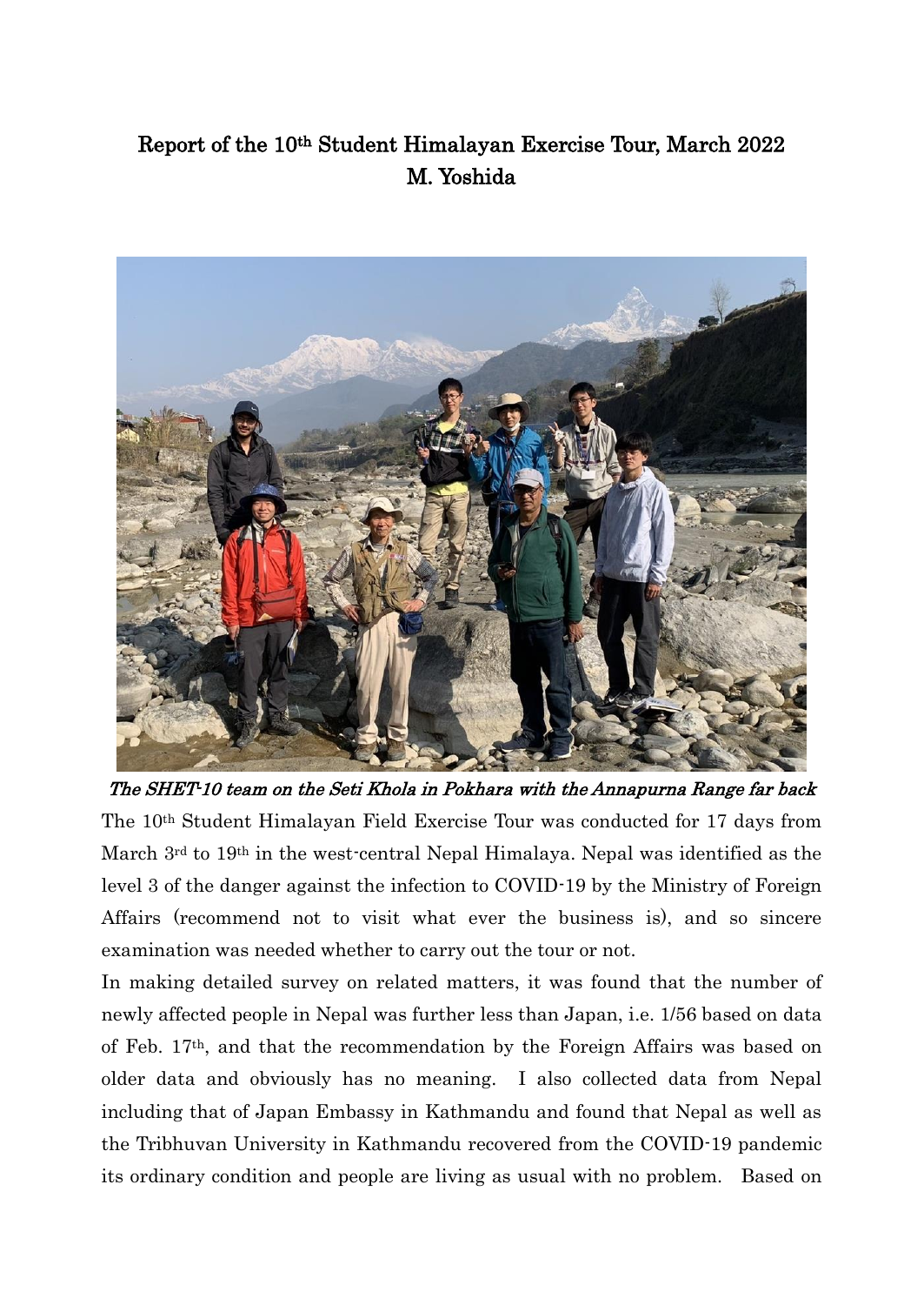# Report of the 10th Student Himalayan Exercise Tour, March 2022

## M. Yoshida

*The SHET-10 team on the Seti Khola in Pokhara with the Annapurna Range far back*

The 10th Student Himalayan Field Exercise Tour was conducted for 17 days from March 3rd to 19th in the west-central Nepal Himalaya. Nepal was identified as the level 3 of the danger against the infection to COVID-19 by the Ministry of Foreign Affairs (recommend not to visit what ever the business is), and so sincere examination was needed whether to carry out the tour or not.

In making detailed survey on related matters, it was found that the number of newly affected people in Nepal was further less than Japan, i.e. 1/56 based on data of Feb. 17th, and that the recommendation by the Foreign Affairs was based on older data and obviously has no meaning. I also collected data from Nepal including that of Japan Embassy in Kathmandu and found that Nepal as well as the Tribhuvan University in Kathmandu recovered from the COVID-19 pandemic its ordinary condition and people are living as usual with no problem. Based on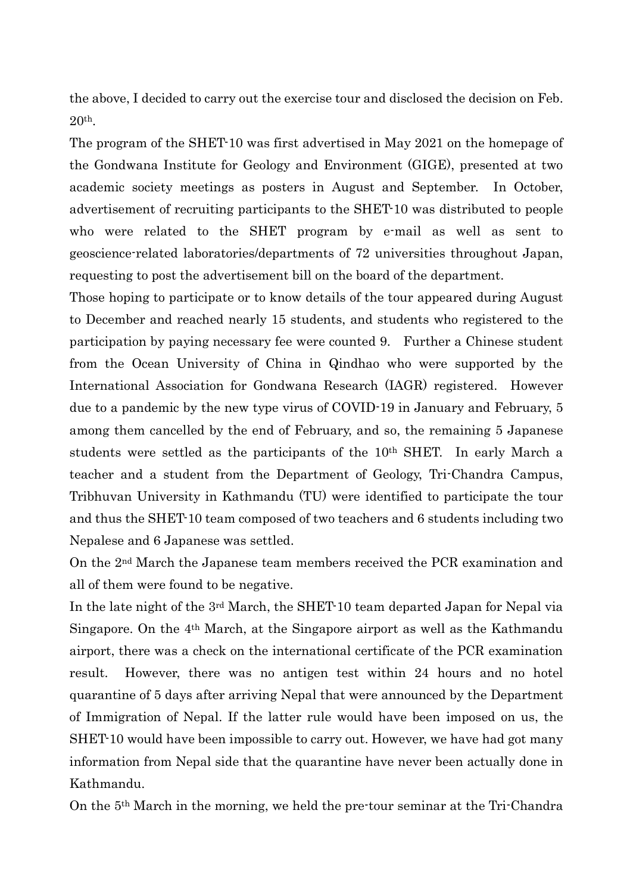the above, I decided to carry out the exercise tour and disclosed the decision on Feb. 20th.

The program of the SHET-10 was first advertised in May 2021 on the homepage of the Gondwana Institute for Geology and Environment (GIGE), presented at two academic society meetings as posters in August and September. In October, advertisement of recruiting participants to the SHET-10 was distributed to people who were related to the SHET program by e-mail as well as sent to geoscience-related laboratories/departments of 72 universities throughout Japan, requesting to post the advertisement bill on the board of the department.

Those hoping to participate or to know details of the tour appeared during August to December and reached nearly 15 students, and students who registered to the participation by paying necessary fee were counted 9. Further a Chinese student from the Ocean University of China in Qindhao who were supported by the International Association for Gondwana Research (IAGR) registered. However due to a pandemic by the new type virus of COVID-19 in January and February, 5 among them cancelled by the end of February, and so, the remaining 5 Japanese students were settled as the participants of the 10th SHET. In early March a teacher and a student from the Department of Geology, Tri-Chandra Campus, Tribhuvan University in Kathmandu (TU) were identified to participate the tour and thus the SHET-10 team composed of two teachers and 6 students including two Nepalese and 6 Japanese was settled.

On the 2nd March the Japanese team members received the PCR examination and all of them were found to be negative.

In the late night of the 3rd March, the SHET-10 team departed Japan for Nepal via Singapore. On the 4th March, at the Singapore airport as well as the Kathmandu airport, there was a check on the international certificate of the PCR examination result. However, there was no antigen test within 24 hours and no hotel quarantine of 5 days after arriving Nepal that were announced by the Department of Immigration of Nepal. If the latter rule would have been imposed on us, the SHET-10 would have been impossible to carry out. However, we have had got many information from Nepal side that the quarantine have never been actually done in Kathmandu.

On the 5th March in the morning, we held the pre-tour seminar at the Tri-Chandra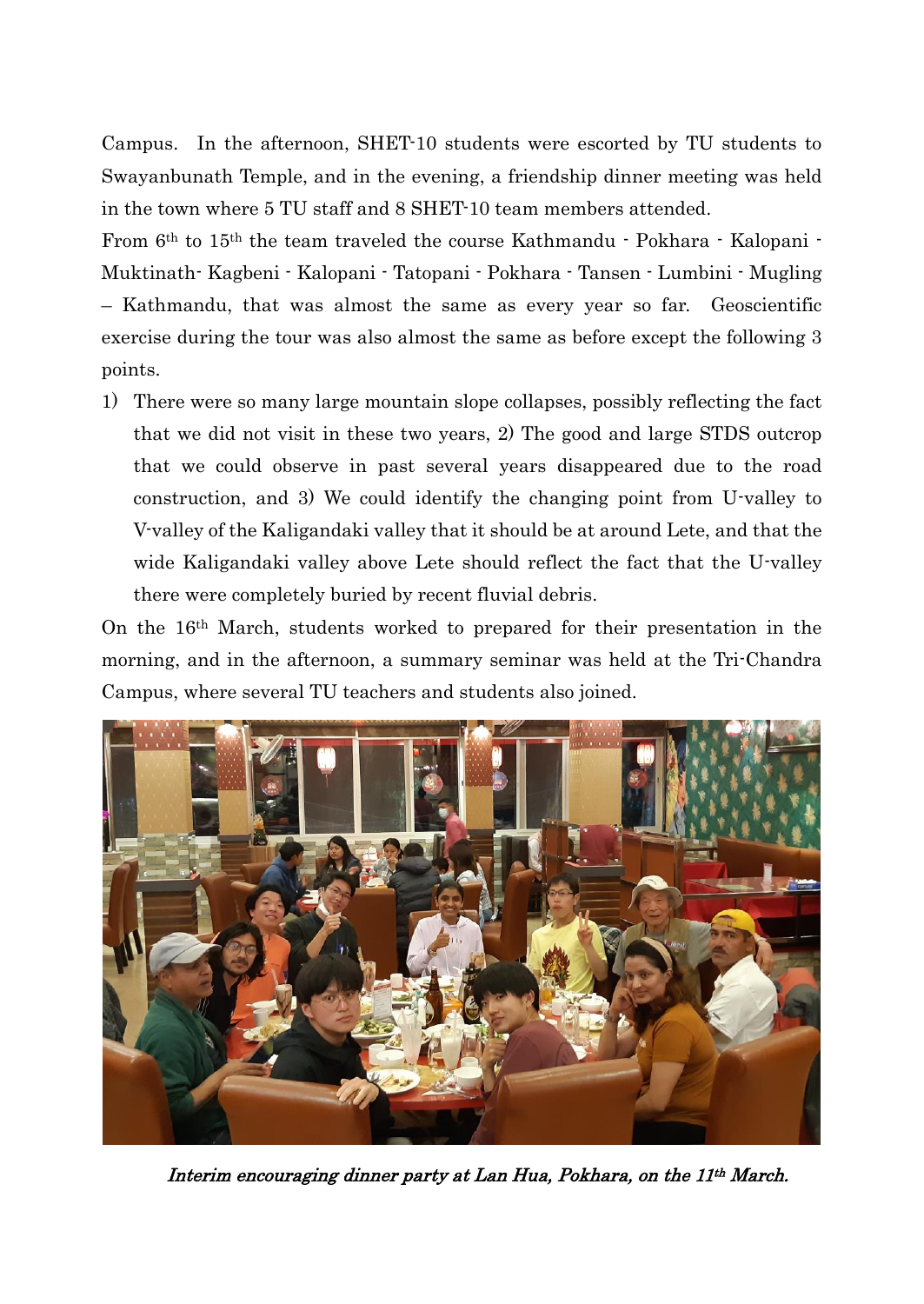Campus. In the afternoon, SHET-10 students were escorted by TU students to Swayanbunath Temple, and in the evening, a friendship dinner meeting was held in the town where 5 TU staff and 8 SHET-10 team members attended.

From 6th to 15th the team traveled the course Kathmandu - Pokhara - Kalopani - Muktinath- Kagbeni - Kalopani - Tatopani - Pokhara - Tansen - Lumbini - Mugling – Kathmandu, that was almost the same as every year so far. Geoscientific exercise during the tour was also almost the same as before except the following 3 points.

1) There were so many large mountain slope collapses, possibly reflecting the fact that we did not visit in these two years, 2) The good and large STDS outcrop that we could observe in past several years disappeared due to the road construction, and 3) We could identify the changing point from U-valley to V-valley of the Kaligandaki valley that it should be at around Lete, and that the wide Kaligandaki valley above Lete should reflect the fact that the U-valley there were completely buried by recent fluvial debris.

On the 16th March, students worked to prepared for their presentation in the morning, and in the afternoon, a summary seminar was held at the Tri-Chandra Campus, where several TU teachers and students also joined.

*Interim encouraging dinner party at Lan Hua, Pokhara, on the 11th March.*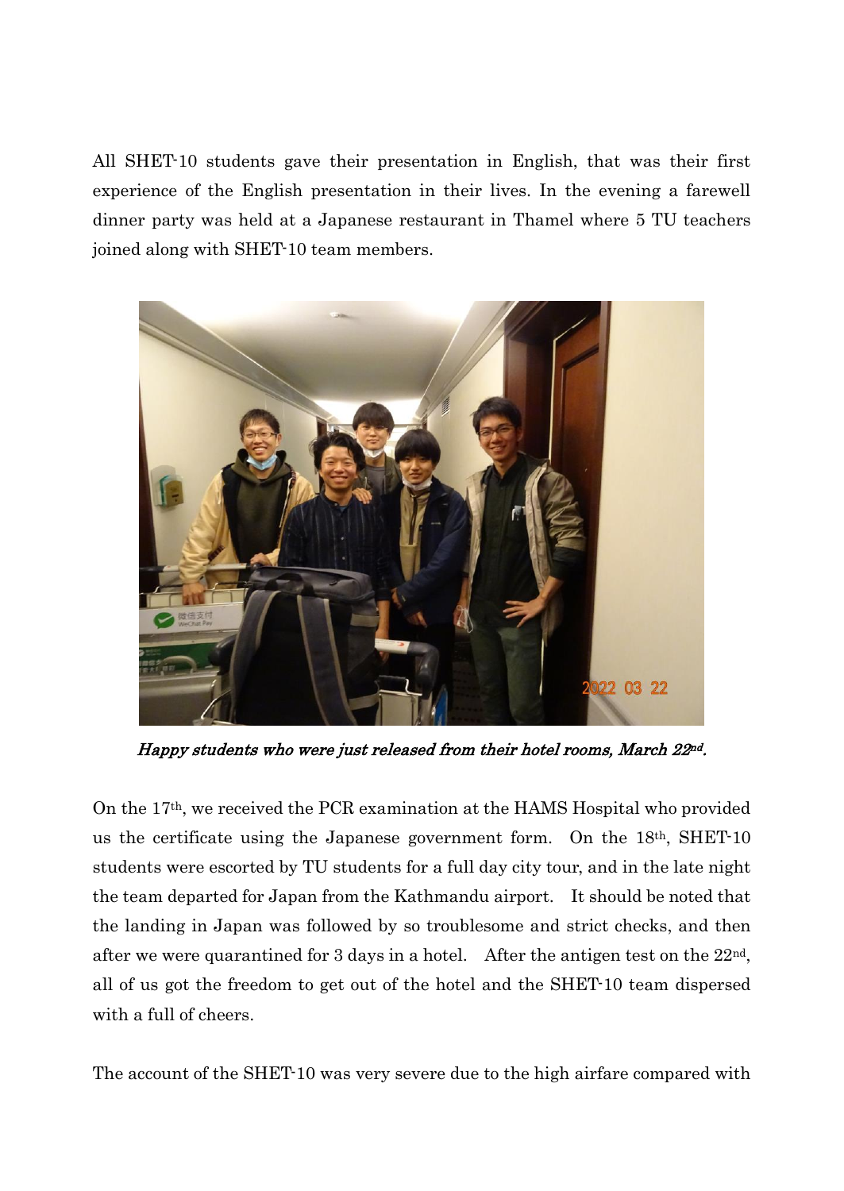All SHET-10 students gave their presentation in English, that was their first experience of the English presentation in their lives. In the evening a farewell dinner party was held at a Japanese restaurant in Thamel where 5 TU teachers joined along with SHET-10 team members.

*Happy students who were just released from their hotel rooms, March 22nd.*

On the 17th, we received the PCR examination at the HAMS Hospital who provided us the certificate using the Japanese government form. On the 18th, SHET-10 students were escorted by TU students for a full day city tour, and in the late night the team departed for Japan from the Kathmandu airport. It should be noted that the landing in Japan was followed by so troublesome and strict checks, and then after we were quarantined for 3 days in a hotel. After the antigen test on the 22nd, all of us got the freedom to get out of the hotel and the SHET-10 team dispersed with a full of cheers.

The account of the SHET-10 was very severe due to the high airfare compared with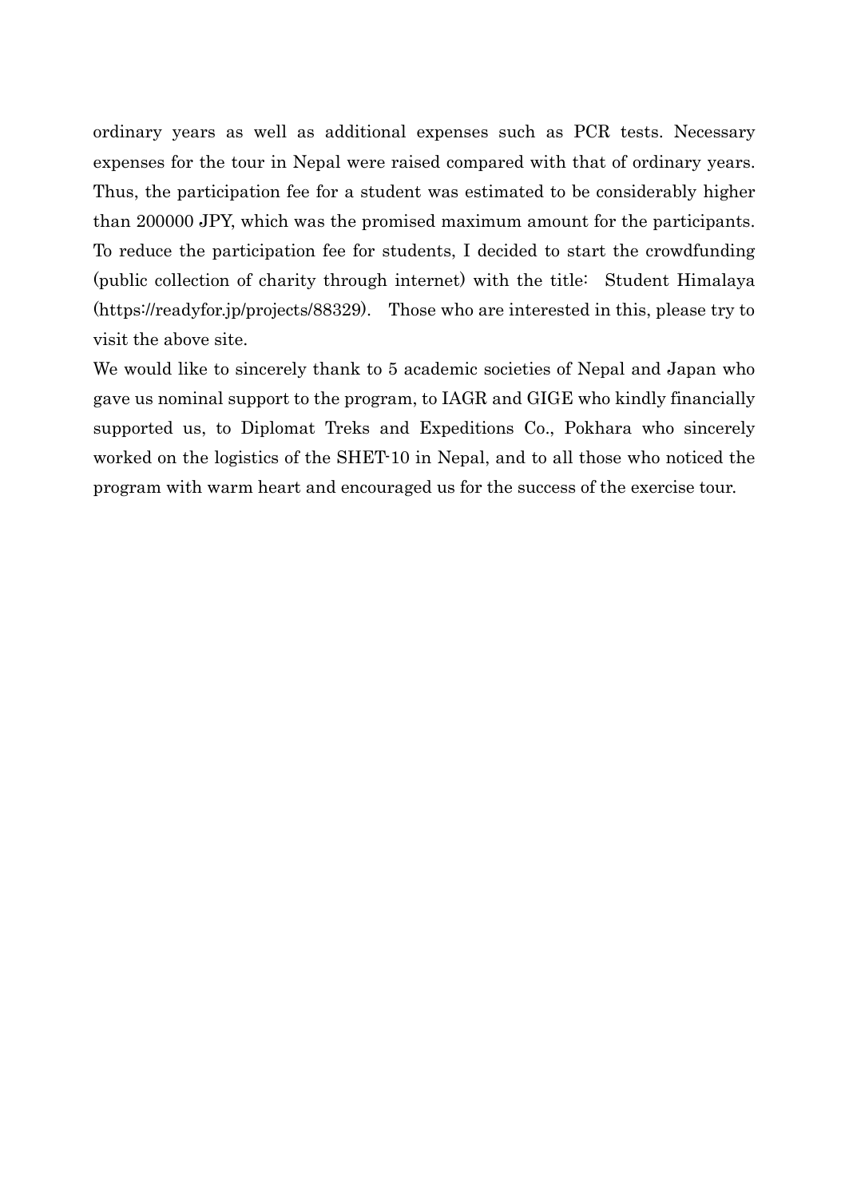ordinary years as well as additional expenses such as PCR tests. Necessary expenses for the tour in Nepal were raised compared with that of ordinary years. Thus, the participation fee for a student was estimated to be considerably higher than 200000 JPY, which was the promised maximum amount for the participants. To reduce the participation fee for students, I decided to start the crowdfunding (public collection of charity through internet) with the title: Student Himalaya (https://readyfor.jp/projects/88329). Those who are interested in this, please try to visit the above site.

We would like to sincerely thank to 5 academic societies of Nepal and Japan who gave us nominal support to the program, to IAGR and GIGE who kindly financially supported us, to Diplomat Treks and Expeditions Co., Pokhara who sincerely worked on the logistics of the SHET-10 in Nepal, and to all those who noticed the program with warm heart and encouraged us for the success of the exercise tour.